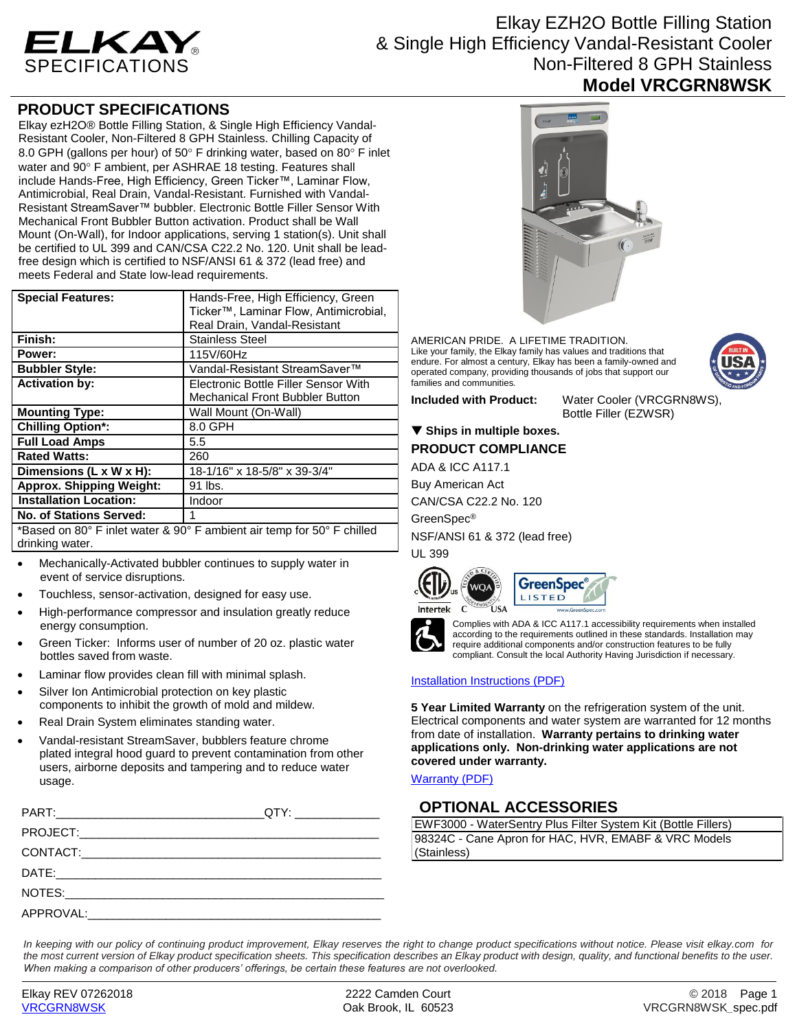ELKAY SPECIFICATIONS

# Elkay EZH2O Bottle Filling Station & Single High Efficiency Vandal-Resistant Cooler Non-Filtered 8 GPH Stainless

## Model VRCGRN8WSK

## PRODUCT SPECIFICATIONS

Elkay ezH2O® Bottle Filling Station, & Single High Efficiency Vandal-Resistant Cooler, Non-Filtered 8 GPH Stainless. Chilling Capacity of 8.0 GPH (gallons per hour) of 50° F drinking water, based on 80° F inlet water and 90° F ambient, per ASHRAE 18 testing. Features shall include Hands-Free, High Efficiency, Green Ticker™, Laminar Flow, Antimicrobial, Real Drain, Vandal-Resistant. Furnished with Vandal-Resistant StreamSaver™ bubbler. Electronic Bottle Filler Sensor With Mechanical Front Bubbler Button activation. Product shall be Wall Mount (On-Wall), for Indoor applications, serving 1 station(s). Unit shall be certified to UL 399 and CAN/CSA C22.2 No. 120. Unit shall be lead-free design which is certified to NSF/ANSI 61 & 372 (lead free) and meets Federal and State low-lead requirements.

| | |
|---|---|
| **Special Features:** | Hands-Free, High Efficiency, Green Ticker™, Laminar Flow, Antimicrobial, Real Drain, Vandal-Resistant |
| **Finish:** | Stainless Steel |
| **Power:** | 115V/60Hz |
| **Bubbler Style:** | Vandal-Resistant StreamSaver™ |
| **Activation by:** | Electronic Bottle Filler Sensor With Mechanical Front Bubbler Button |
| **Mounting Type:** | Wall Mount (On-Wall) |
| **Chilling Option*:** | 8.0 GPH |
| **Full Load Amps** | 5.5 |
| **Rated Watts:** | 260 |
| **Dimensions (L x W x H):** | 18-1/16" x 18-5/8" x 39-3/4" |
| **Approx. Shipping Weight:** | 91 lbs. |
| **Installation Location:** | Indoor |
| **No. of Stations Served:** | 1 |

*Based on 80° F inlet water & 90° F ambient air temp for 50° F chilled drinking water.

- Mechanically-Activated bubbler continues to supply water in event of service disruptions.
- Touchless, sensor-activation, designed for easy use.
- High-performance compressor and insulation greatly reduce energy consumption.
- Green Ticker: Informs user of number of 20 oz. plastic water bottles saved from waste.
- Laminar flow provides clean fill with minimal splash.
- Silver Ion Antimicrobial protection on key plastic components to inhibit the growth of mold and mildew.
- Real Drain System eliminates standing water.
- Vandal-resistant StreamSaver, bubblers feature chrome plated integral hood guard to prevent contamination from other users, airborne deposits and tampering and to reduce water usage.

PART:_______________________________ QTY: ____________

PROJECT:_____________________________________________

CONTACT:_____________________________________________

DATE:________________________________________________

NOTES:_______________________________________________

APPROVAL:____________________________________________

AMERICAN PRIDE. A LIFETIME TRADITION.
Like your family, the Elkay family has values and traditions that endure. For almost a century, Elkay has been a family-owned and operated company, providing thousands of jobs that support our families and communities.

**Included with Product:** Water Cooler (VRCGRN8WS), Bottle Filler (EZWSR)

▼ **Ships in multiple boxes.**

## PRODUCT COMPLIANCE

ADA & ICC A117.1

Buy American Act

CAN/CSA C22.2 No. 120

GreenSpec®

NSF/ANSI 61 & 372 (lead free)

UL 399

Complies with ADA & ICC A117.1 accessibility requirements when installed according to the requirements outlined in these standards. Installation may require additional components and/or construction features to be fully compliant. Consult the local Authority Having Jurisdiction if necessary.

Installation Instructions (PDF)

**5 Year Limited Warranty** on the refrigeration system of the unit. Electrical components and water system are warranted for 12 months from date of installation. **Warranty pertains to drinking water applications only. Non-drinking water applications are not covered under warranty.**

Warranty (PDF)

## OPTIONAL ACCESSORIES

| |
|---|
| EWF3000 - WaterSentry Plus Filter System Kit (Bottle Fillers) |
| 98324C - Cane Apron for HAC, HVR, EMABF & VRC Models (Stainless) |

*In keeping with our policy of continuing product improvement, Elkay reserves the right to change product specifications without notice. Please visit elkay.com for the most current version of Elkay product specification sheets. This specification describes an Elkay product with design, quality, and functional benefits to the user. When making a comparison of other producers' offerings, be certain these features are not overlooked.*

Elkay REV 07262018 VRCGRN8WSK | 2222 Camden Court Oak Brook, IL 60523 | © 2018 VRCGRN8WSK_spec.pdf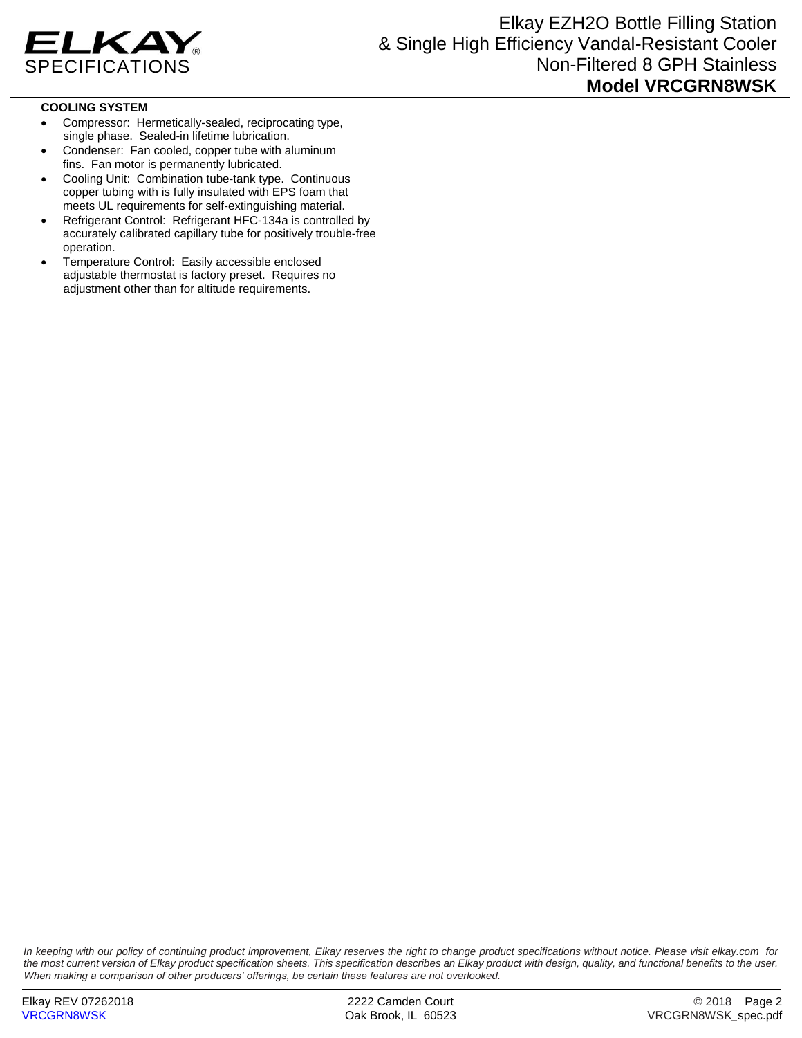**COOLING SYSTEM**

- Compressor: Hermetically-sealed, reciprocating type, single phase. Sealed-in lifetime lubrication.
- Condenser: Fan cooled, copper tube with aluminum fins. Fan motor is permanently lubricated.
- Cooling Unit: Combination tube-tank type. Continuous copper tubing with is fully insulated with EPS foam that meets UL requirements for self-extinguishing material.
- Refrigerant Control: Refrigerant HFC-134a is controlled by accurately calibrated capillary tube for positively trouble-free operation.
- Temperature Control: Easily accessible enclosed adjustable thermostat is factory preset. Requires no adjustment other than for altitude requirements.

*In keeping with our policy of continuing product improvement, Elkay reserves the right to change product specifications without notice. Please visit elkay.com for the most current version of Elkay product specification sheets. This specification describes an Elkay product with design, quality, and functional benefits to the user. When making a comparison of other producers' offerings, be certain these features are not overlooked.*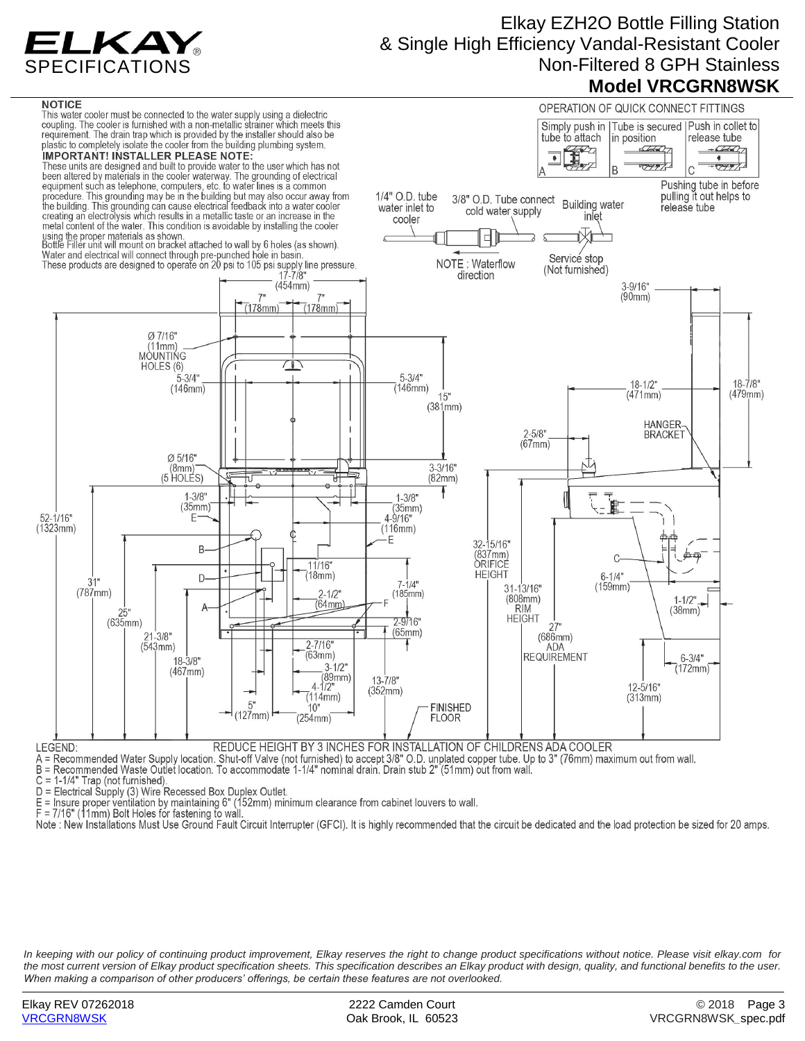# ELKAY SPECIFICATIONS

## Elkay EZH2O Bottle Filling Station & Single High Efficiency Vandal-Resistant Cooler Non-Filtered 8 GPH Stainless

## Model VRCGRN8WSK

**NOTICE**

This water cooler must be connected to the water supply using a dielectric coupling. The cooler is furnished with a non-metallic strainer which meets this requirement. The drain trap which is provided by the installer should also be plastic to completely isolate the cooler from the building plumbing system.

**IMPORTANT! INSTALLER PLEASE NOTE:**

These units are designed and built to provide water to the user which has not been altered by materials in the cooler waterway. The grounding of electrical equipment such as telephone, computers, etc. to water lines is a common procedure. This grounding may be in the building but may also occur away from the building. This grounding can cause electrical feedback into a water cooler creating an electrolysis which results in a metallic taste or an increase in the metal content of the water. This condition is avoidable by installing the cooler using the proper materials as shown.

Bottle Filler unit will mount on bracket attached to wall by 6 holes (as shown).

Water and electrical will connect through pre-punched hole in basin.

These products are designed to operate on 20 psi to 105 psi supply line pressure.

OPERATION OF QUICK CONNECT FITTINGS

A: Simply push in tube to attach
B: Tube is secured in position
C: Push in collet to release tube

Pushing tube in before pulling it out helps to release tube

1/4" O.D. tube water inlet to cooler
3/8" O.D. Tube connect cold water supply
Building water inlet
Service stop (Not furnished)
NOTE : Waterflow direction

17-7/8" (454mm)
7" (178mm)
7" (178mm)
Ø 7/16" (11mm) MOUNTING HOLES (6)
5-3/4" (146mm)
5-3/4" (146mm)
15" (381mm)
3-9/16" (90mm)
18-1/2" (471mm)
18-7/8" (479mm)
HANGER BRACKET
2-5/8" (67mm)
Ø 5/16" (8mm) (5 HOLES)
3-3/16" (82mm)
1-3/8" (35mm)
1-3/8" (35mm)
4-9/16" (116mm)
52-1/16" (1323mm)
32-15/16" (837mm) ORIFICE HEIGHT
11/16" (18mm)
6-1/4" (159mm)
7-1/4" (185mm)
31-13/16" (808mm) RIM HEIGHT
31" (787mm)
2-1/2" (64mm)
1-1/2" (38mm)
25" (635mm)
2-9/16" (65mm)
27" (686mm) ADA REQUIREMENT
21-3/8" (543mm)
2-7/16" (63mm)
6-3/4" (172mm)
18-3/8" (467mm)
3-1/2" (89mm)
4-1/2" (114mm)
13-7/8" (352mm)
12-5/16" (313mm)
5" (127mm)
10" (254mm)
FINISHED FLOOR

REDUCE HEIGHT BY 3 INCHES FOR INSTALLATION OF CHILDRENS ADA COOLER

LEGEND:

A = Recommended Water Supply location. Shut-off Valve (not furnished) to accept 3/8" O.D. unplated copper tube. Up to 3" (76mm) maximum out from wall.
B = Recommended Waste Outlet location. To accommodate 1-1/4" nominal drain. Drain stub 2" (51mm) out from wall.
C = 1-1/4" Trap (not furnished).
D = Electrical Supply (3) Wire Recessed Box Duplex Outlet.
E = Insure proper ventilation by maintaining 6" (152mm) minimum clearance from cabinet louvers to wall.
F = 7/16" (11mm) Bolt Holes for fastening to wall.

Note : New Installations Must Use Ground Fault Circuit Interrupter (GFCI). It is highly recommended that the circuit be dedicated and the load protection be sized for 20 amps.

*In keeping with our policy of continuing product improvement, Elkay reserves the right to change product specifications without notice. Please visit elkay.com for the most current version of Elkay product specification sheets. This specification describes an Elkay product with design, quality, and functional benefits to the user. When making a comparison of other producers' offerings, be certain these features are not overlooked.*

Elkay REV 07262018 | VRCGRN8WSK
2222 Camden Court, Oak Brook, IL 60523
© 2018 | VRCGRN8WSK_spec.pdf